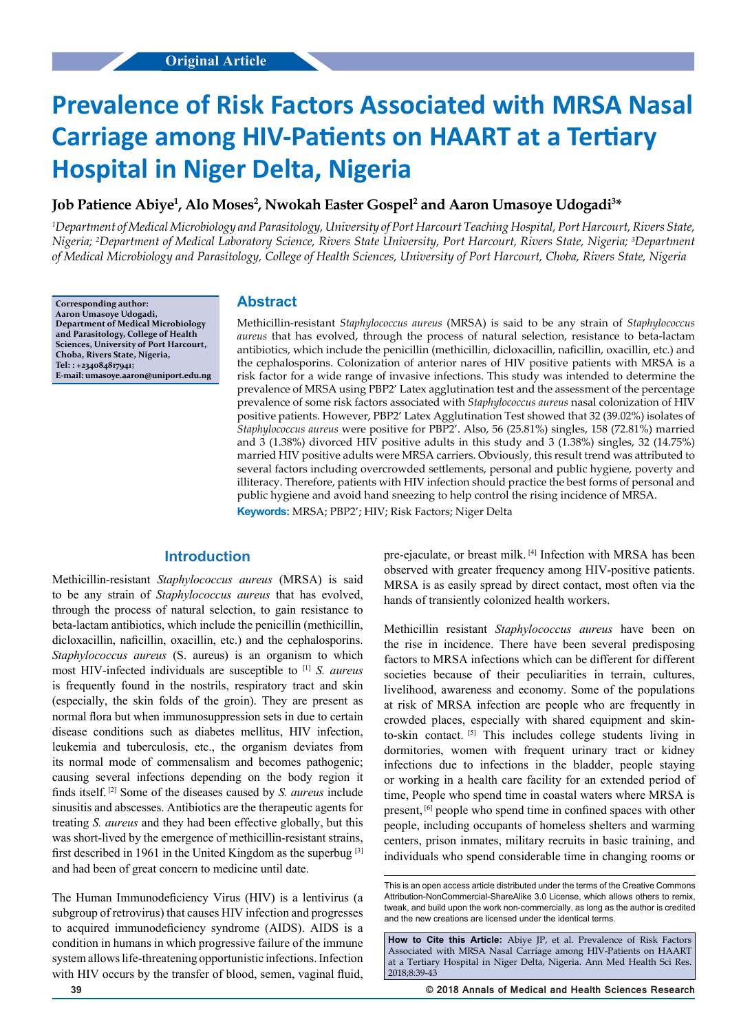Original Article

# Prevalence of Risk Factors Associated with MRSA Nasal Carriage among HIV-Patients on HAART at a Tertiary Hospital in Niger Delta, Nigeria

**Job Patience Abiye[1], Alo Moses[2], Nwokah Easter Gospel[2] and Aaron Umasoye Udogadi[3]***

*[1]Department of Medical Microbiology and Parasitology, University of Port Harcourt Teaching Hospital, Port Harcourt, Rivers State, Nigeria; [2]Department of Medical Laboratory Science, Rivers State University, Port Harcourt, Rivers State, Nigeria; [3]Department of Medical Microbiology and Parasitology, College of Health Sciences, University of Port Harcourt, Choba, Rivers State, Nigeria*

**Corresponding author: Aaron Umasoye Udogadi, Department of Medical Microbiology and Parasitology, College of Health Sciences, University of Port Harcourt, Choba, Rivers State, Nigeria, Tel: : +2340848179 41; E-mail: umasoye.aaron@uniport.edu.ng**

## Abstract

Methicillin-resistant *Staphylococcus aureus* (MRSA) is said to be any strain of *Staphylococcus aureus* that has evolved, through the process of natural selection, resistance to beta-lactam antibiotics, which include the penicillin (methicillin, dicloxacillin, naficillin, oxacillin, etc.) and the cephalosporins. Colonization of anterior nares of HIV positive patients with MRSA is a risk factor for a wide range of invasive infections. This study was intended to determine the prevalence of MRSA using PBP2' Latex agglutination test and the assessment of the percentage prevalence of some risk factors associated with *Staphylococcus aureus* nasal colonization of HIV positive patients. However, PBP2' Latex Agglutination Test showed that 32 (39.02%) isolates of *Staphylococcus aureus* were positive for PBP2'. Also, 56 (25.81%) singles, 158 (72.81%) married and 3 (1.38%) divorced HIV positive adults in this study and 3 (1.38%) singles, 32 (14.75%) married HIV positive adults were MRSA carriers. Obviously, this result trend was attributed to several factors including overcrowded settlements, personal and public hygiene, poverty and illiteracy. Therefore, patients with HIV infection should practice the best forms of personal and public hygiene and avoid hand sneezing to help control the rising incidence of MRSA.

**Keywords:** MRSA; PBP2'; HIV; Risk Factors; Niger Delta

## Introduction

Methicillin-resistant *Staphylococcus aureus* (MRSA) is said to be any strain of *Staphylococcus aureus* that has evolved, through the process of natural selection, to gain resistance to beta-lactam antibiotics, which include the penicillin (methicillin, dicloxacillin, naficillin, oxacillin, etc.) and the cephalosporins. *Staphylococcus aureus* (S. aureus) is an organism to which most HIV-infected individuals are susceptible to [1] *S. aureus* is frequently found in the nostrils, respiratory tract and skin (especially, the skin folds of the groin). They are present as normal flora but when immunosuppression sets in due to certain disease conditions such as diabetes mellitus, HIV infection, leukemia and tuberculosis, etc., the organism deviates from its normal mode of commensalism and becomes pathogenic; causing several infections depending on the body region it finds itself. [2] Some of the diseases caused by *S. aureus* include sinusitis and abscesses. Antibiotics are the therapeutic agents for treating *S. aureus* and they had been effective globally, but this was short-lived by the emergence of methicillin-resistant strains, first described in 1961 in the United Kingdom as the superbug [3] and had been of great concern to medicine until date.

The Human Immunodeficiency Virus (HIV) is a lentivirus (a subgroup of retrovirus) that causes HIV infection and progresses to acquired immunodeficiency syndrome (AIDS). AIDS is a condition in humans in which progressive failure of the immune system allows life-threatening opportunistic infections. Infection with HIV occurs by the transfer of blood, semen, vaginal fluid, pre-ejaculate, or breast milk. [4] Infection with MRSA has been observed with greater frequency among HIV-positive patients. MRSA is as easily spread by direct contact, most often via the hands of transiently colonized health workers.

Methicillin resistant *Staphylococcus aureus* have been on the rise in incidence. There have been several predisposing factors to MRSA infections which can be different for different societies because of their peculiarities in terrain, cultures, livelihood, awareness and economy. Some of the populations at risk of MRSA infection are people who are frequently in crowded places, especially with shared equipment and skin-to-skin contact. [5] This includes college students living in dormitories, women with frequent urinary tract or kidney infections due to infections in the bladder, people staying or working in a health care facility for an extended period of time, People who spend time in coastal waters where MRSA is present, [6] people who spend time in confined spaces with other people, including occupants of homeless shelters and warming centers, prison inmates, military recruits in basic training, and individuals who spend considerable time in changing rooms or

This is an open access article distributed under the terms of the Creative Commons Attribution-NonCommercial-ShareAlike 3.0 License, which allows others to remix, tweak, and build upon the work non-commercially, as long as the author is credited and the new creations are licensed under the identical terms.

**How to Cite this Article:** Abiye JP, et al. Prevalence of Risk Factors Associated with MRSA Nasal Carriage among HIV-Patients on HAART at a Tertiary Hospital in Niger Delta, Nigeria. Ann Med Health Sci Res. 2018;8:39-43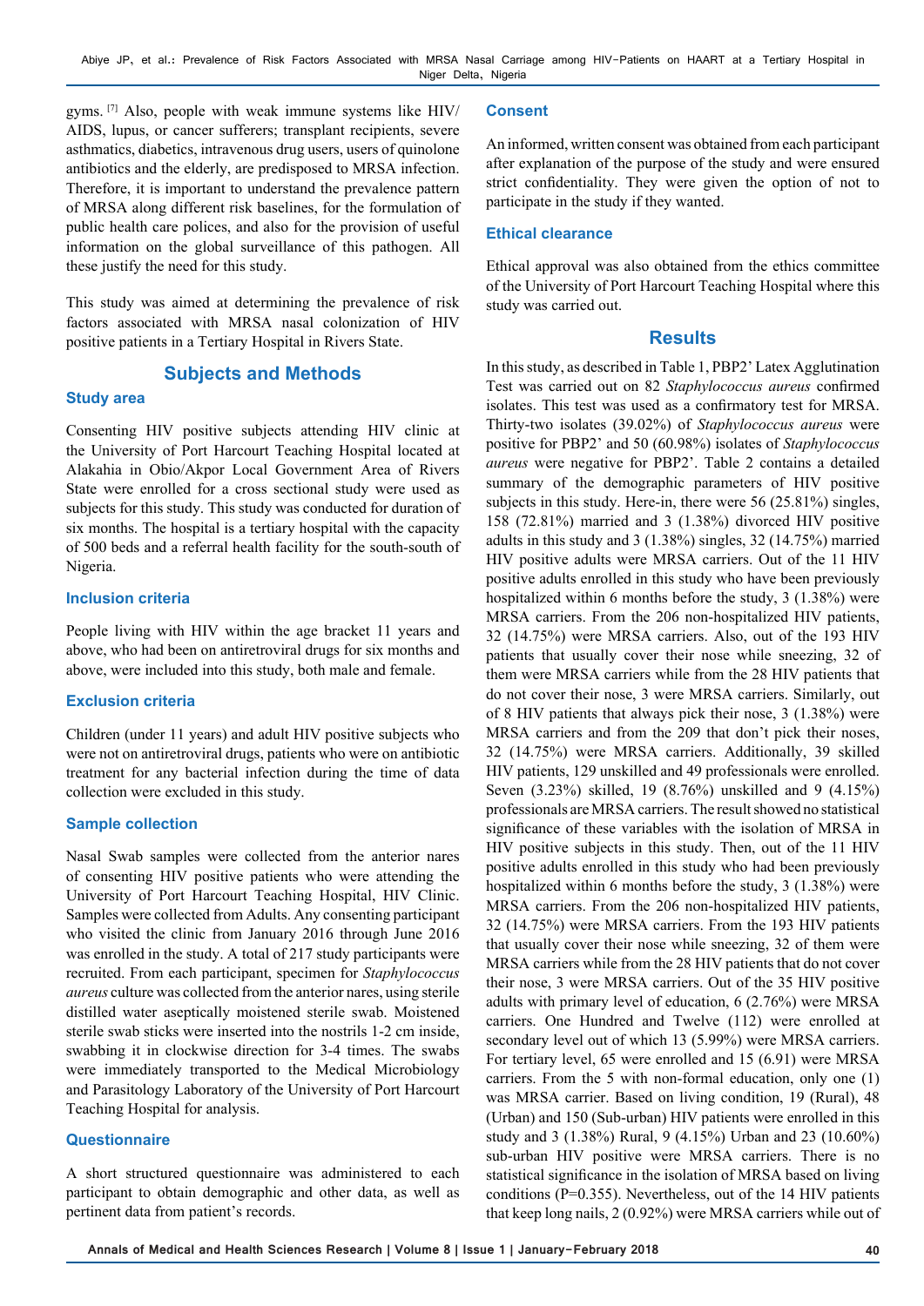gyms. [7] Also, people with weak immune systems like HIV/AIDS, lupus, or cancer sufferers; transplant recipients, severe asthmatics, diabetics, intravenous drug users, users of quinolone antibiotics and the elderly, are predisposed to MRSA infection. Therefore, it is important to understand the prevalence pattern of MRSA along different risk baselines, for the formulation of public health care polices, and also for the provision of useful information on the global surveillance of this pathogen. All these justify the need for this study.

This study was aimed at determining the prevalence of risk factors associated with MRSA nasal colonization of HIV positive patients in a Tertiary Hospital in Rivers State.

## Subjects and Methods

### Study area

Consenting HIV positive subjects attending HIV clinic at the University of Port Harcourt Teaching Hospital located at Alakahia in Obio/Akpor Local Government Area of Rivers State were enrolled for a cross sectional study were used as subjects for this study. This study was conducted for duration of six months. The hospital is a tertiary hospital with the capacity of 500 beds and a referral health facility for the south-south of Nigeria.

### Inclusion criteria

People living with HIV within the age bracket 11 years and above, who had been on antiretroviral drugs for six months and above, were included into this study, both male and female.

### Exclusion criteria

Children (under 11 years) and adult HIV positive subjects who were not on antiretroviral drugs, patients who were on antibiotic treatment for any bacterial infection during the time of data collection were excluded in this study.

### Sample collection

Nasal Swab samples were collected from the anterior nares of consenting HIV positive patients who were attending the University of Port Harcourt Teaching Hospital, HIV Clinic. Samples were collected from Adults. Any consenting participant who visited the clinic from January 2016 through June 2016 was enrolled in the study. A total of 217 study participants were recruited. From each participant, specimen for *Staphylococcus aureus* culture was collected from the anterior nares, using sterile distilled water aseptically moistened sterile swab. Moistened sterile swab sticks were inserted into the nostrils 1-2 cm inside, swabbing it in clockwise direction for 3-4 times. The swabs were immediately transported to the Medical Microbiology and Parasitology Laboratory of the University of Port Harcourt Teaching Hospital for analysis.

### Questionnaire

A short structured questionnaire was administered to each participant to obtain demographic and other data, as well as pertinent data from patient's records.

### Consent

An informed, written consent was obtained from each participant after explanation of the purpose of the study and were ensured strict confidentiality. They were given the option of not to participate in the study if they wanted.

### Ethical clearance

Ethical approval was also obtained from the ethics committee of the University of Port Harcourt Teaching Hospital where this study was carried out.

## Results

In this study, as described in Table 1, PBP2' Latex Agglutination Test was carried out on 82 *Staphylococcus aureus* confirmed isolates. This test was used as a confirmatory test for MRSA. Thirty-two isolates (39.02%) of *Staphylococcus aureus* were positive for PBP2' and 50 (60.98%) isolates of *Staphylococcus aureus* were negative for PBP2'. Table 2 contains a detailed summary of the demographic parameters of HIV positive subjects in this study. Here-in, there were 56 (25.81%) singles, 158 (72.81%) married and 3 (1.38%) divorced HIV positive adults in this study and 3 (1.38%) singles, 32 (14.75%) married HIV positive adults were MRSA carriers. Out of the 11 HIV positive adults enrolled in this study who have been previously hospitalized within 6 months before the study, 3 (1.38%) were MRSA carriers. From the 206 non-hospitalized HIV patients, 32 (14.75%) were MRSA carriers. Also, out of the 193 HIV patients that usually cover their nose while sneezing, 32 of them were MRSA carriers while from the 28 HIV patients that do not cover their nose, 3 were MRSA carriers. Similarly, out of 8 HIV patients that always pick their nose, 3 (1.38%) were MRSA carriers and from the 209 that don't pick their noses, 32 (14.75%) were MRSA carriers. Additionally, 39 skilled HIV patients, 129 unskilled and 49 professionals were enrolled. Seven (3.23%) skilled, 19 (8.76%) unskilled and 9 (4.15%) professionals are MRSA carriers. The result showed no statistical significance of these variables with the isolation of MRSA in HIV positive subjects in this study. Then, out of the 11 HIV positive adults enrolled in this study who had been previously hospitalized within 6 months before the study, 3 (1.38%) were MRSA carriers. From the 206 non-hospitalized HIV patients, 32 (14.75%) were MRSA carriers. From the 193 HIV patients that usually cover their nose while sneezing, 32 of them were MRSA carriers while from the 28 HIV patients that do not cover their nose, 3 were MRSA carriers. Out of the 35 HIV positive adults with primary level of education, 6 (2.76%) were MRSA carriers. One Hundred and Twelve (112) were enrolled at secondary level out of which 13 (5.99%) were MRSA carriers. For tertiary level, 65 were enrolled and 15 (6.91) were MRSA carriers. From the 5 with non-formal education, only one (1) was MRSA carrier. Based on living condition, 19 (Rural), 48 (Urban) and 150 (Sub-urban) HIV patients were enrolled in this study and 3 (1.38%) Rural, 9 (4.15%) Urban and 23 (10.60%) sub-urban HIV positive were MRSA carriers. There is no statistical significance in the isolation of MRSA based on living conditions (P=0.355). Nevertheless, out of the 14 HIV patients that keep long nails, 2 (0.92%) were MRSA carriers while out of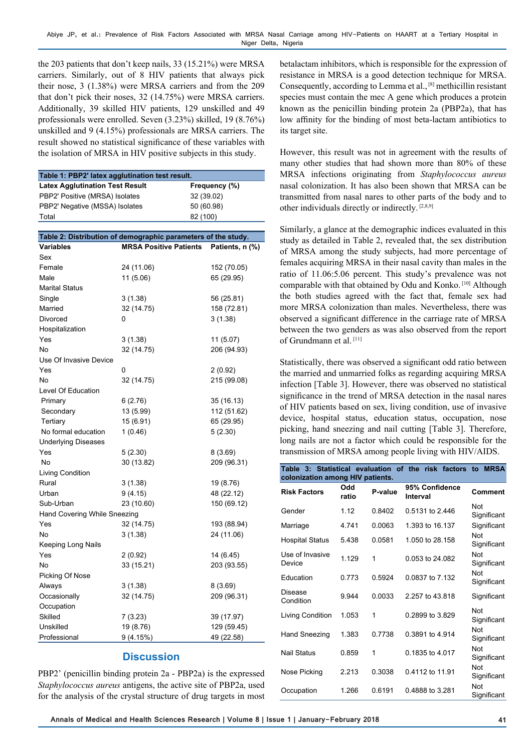the 203 patients that don't keep nails, 33 (15.21%) were MRSA carriers. Similarly, out of 8 HIV patients that always pick their nose, 3 (1.38%) were MRSA carriers and from the 209 that don't pick their noses, 32 (14.75%) were MRSA carriers. Additionally, 39 skilled HIV patients, 129 unskilled and 49 professionals were enrolled. Seven (3.23%) skilled, 19 (8.76%) unskilled and 9 (4.15%) professionals are MRSA carriers. The result showed no statistical significance of these variables with the isolation of MRSA in HIV positive subjects in this study.

**Table 1: PBP2' latex agglutination test result.**

| Latex Agglutination Test Result | Frequency (%) |
|---|---|
| PBP2' Positive (MRSA) Isolates | 32 (39.02) |
| PBP2' Negative (MSSA) Isolates | 50 (60.98) |
| Total | 82 (100) |

**Table 2: Distribution of demographic parameters of the study.**

| Variables | MRSA Positive Patients | Patients, n (%) |
|---|---|---|
| Sex | | |
| Female | 24 (11.06) | 152 (70.05) |
| Male | 11 (5.06) | 65 (29.95) |
| Marital Status | | |
| Single | 3 (1.38) | 56 (25.81) |
| Married | 32 (14.75) | 158 (72.81) |
| Divorced | 0 | 3 (1.38) |
| Hospitalization | | |
| Yes | 3 (1.38) | 11 (5.07) |
| No | 32 (14.75) | 206 (94.93) |
| Use Of Invasive Device | | |
| Yes | 0 | 2 (0.92) |
| No | 32 (14.75) | 215 (99.08) |
| Level Of Education | | |
| Primary | 6 (2.76) | 35 (16.13) |
| Secondary | 13 (5.99) | 112 (51.62) |
| Tertiary | 15 (6.91) | 65 (29.95) |
| No formal education | 1 (0.46) | 5 (2.30) |
| Underlying Diseases | | |
| Yes | 5 (2.30) | 8 (3.69) |
| No | 30 (13.82) | 209 (96.31) |
| Living Condition | | |
| Rural | 3 (1.38) | 19 (8.76) |
| Urban | 9 (4.15) | 48 (22.12) |
| Sub-Urban | 23 (10.60) | 150 (69.12) |
| Hand Covering While Sneezing | | |
| Yes | 32 (14.75) | 193 (88.94) |
| No | 3 (1.38) | 24 (11.06) |
| Keeping Long Nails | | |
| Yes | 2 (0.92) | 14 (6.45) |
| No | 33 (15.21) | 203 (93.55) |
| Picking Of Nose | | |
| Always | 3 (1.38) | 8 (3.69) |
| Occasionally | 32 (14.75) | 209 (96.31) |
| Occupation | | |
| Skilled | 7 (3.23) | 39 (17.97) |
| Unskilled | 19 (8.76) | 129 (59.45) |
| Professional | 9 (4.15%) | 49 (22.58) |

## Discussion

PBP2' (penicillin binding protein 2a - PBP2a) is the expressed *Staphylococcus aureus* antigens, the active site of PBP2a, used for the analysis of the crystal structure of drug targets in most betalactam inhibitors, which is responsible for the expression of resistance in MRSA is a good detection technique for MRSA. Consequently, according to Lemma et al.,[8] methicillin resistant species must contain the mec A gene which produces a protein known as the penicillin binding protein 2a (PBP2a), that has low affinity for the binding of most beta-lactam antibiotics to its target site.

However, this result was not in agreement with the results of many other studies that had shown more than 80% of these MRSA infections originating from *Staphylococcus aureus* nasal colonization. It has also been shown that MRSA can be transmitted from nasal nares to other parts of the body and to other individuals directly or indirectly.[2,8,9]

Similarly, a glance at the demographic indices evaluated in this study as detailed in Table 2, revealed that, the sex distribution of MRSA among the study subjects, had more percentage of females acquiring MRSA in their nasal cavity than males in the ratio of 11.06:5.06 percent. This study's prevalence was not comparable with that obtained by Odu and Konko.[10] Although the both studies agreed with the fact that, female sex had more MRSA colonization than males. Nevertheless, there was observed a significant difference in the carriage rate of MRSA between the two genders as was also observed from the report of Grundmann et al.[11]

Statistically, there was observed a significant odd ratio between the married and unmarried folks as regarding acquiring MRSA infection [Table 3]. However, there was observed no statistical significance in the trend of MRSA detection in the nasal nares of HIV patients based on sex, living condition, use of invasive device, hospital status, education status, occupation, nose picking, hand sneezing and nail cutting [Table 3]. Therefore, long nails are not a factor which could be responsible for the transmission of MRSA among people living with HIV/AIDS.

**Table 3: Statistical evaluation of the risk factors to MRSA colonization among HIV patients.**

| Risk Factors | Odd ratio | P-value | 95% Confidence Interval | Comment |
|---|---|---|---|---|
| Gender | 1.12 | 0.8402 | 0.5131 to 2.446 | Not Significant |
| Marriage | 4.741 | 0.0063 | 1.393 to 16.137 | Significant |
| Hospital Status | 5.438 | 0.0581 | 1.050 to 28.158 | Not Significant |
| Use of Invasive Device | 1.129 | 1 | 0.053 to 24.082 | Not Significant |
| Education | 0.773 | 0.5924 | 0.0837 to 7.132 | Not Significant |
| Disease Condition | 9.944 | 0.0033 | 2.257 to 43.818 | Significant |
| Living Condition | 1.053 | 1 | 0.2899 to 3.829 | Not Significant |
| Hand Sneezing | 1.383 | 0.7738 | 0.3891 to 4.914 | Not Significant |
| Nail Status | 0.859 | 1 | 0.1835 to 4.017 | Not Significant |
| Nose Picking | 2.213 | 0.3038 | 0.4112 to 11.91 | Not Significant |
| Occupation | 1.266 | 0.6191 | 0.4888 to 3.281 | Not Significant |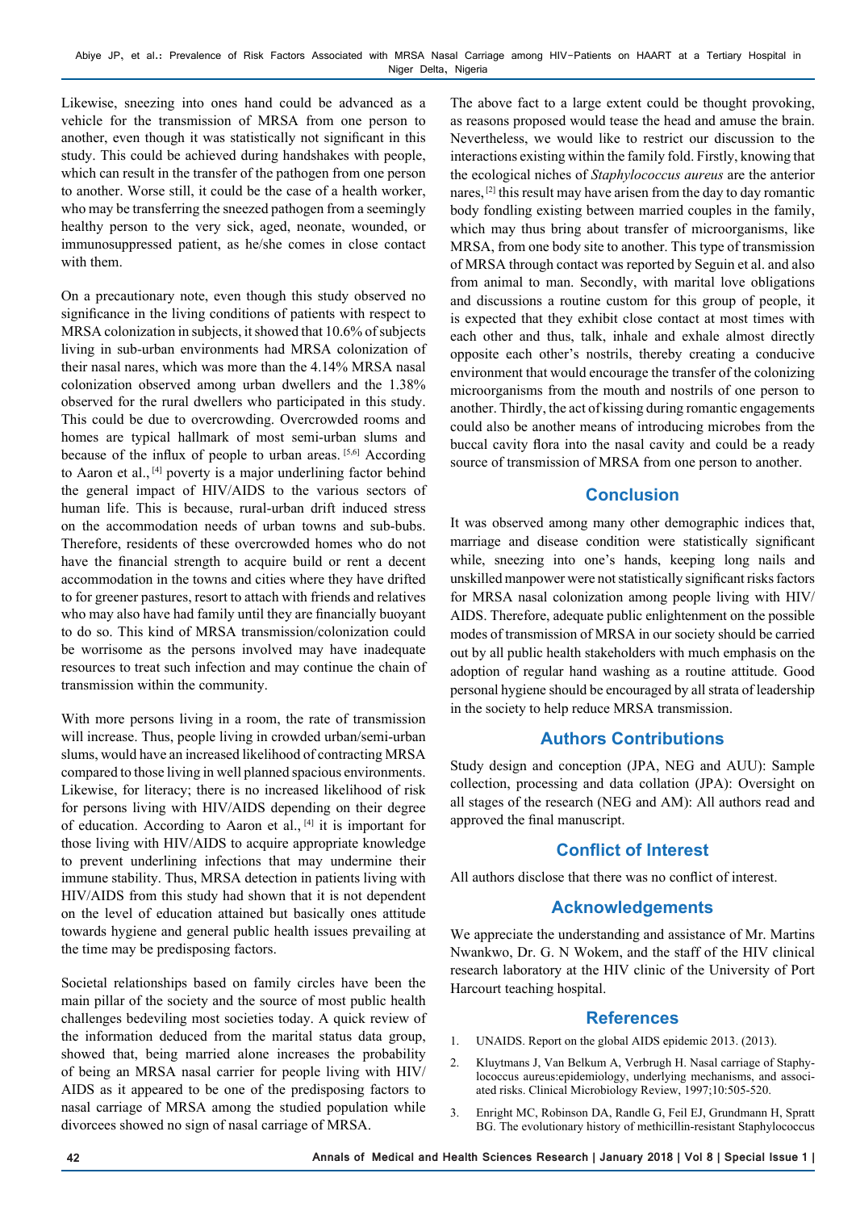Likewise, sneezing into ones hand could be advanced as a vehicle for the transmission of MRSA from one person to another, even though it was statistically not significant in this study. This could be achieved during handshakes with people, which can result in the transfer of the pathogen from one person to another. Worse still, it could be the case of a health worker, who may be transferring the sneezed pathogen from a seemingly healthy person to the very sick, aged, neonate, wounded, or immunosuppressed patient, as he/she comes in close contact with them.

On a precautionary note, even though this study observed no significance in the living conditions of patients with respect to MRSA colonization in subjects, it showed that 10.6% of subjects living in sub-urban environments had MRSA colonization of their nasal nares, which was more than the 4.14% MRSA nasal colonization observed among urban dwellers and the 1.38% observed for the rural dwellers who participated in this study. This could be due to overcrowding. Overcrowded rooms and homes are typical hallmark of most semi-urban slums and because of the influx of people to urban areas. [5,6] According to Aaron et al., [4] poverty is a major underlining factor behind the general impact of HIV/AIDS to the various sectors of human life. This is because, rural-urban drift induced stress on the accommodation needs of urban towns and sub-bubs. Therefore, residents of these overcrowded homes who do not have the financial strength to acquire build or rent a decent accommodation in the towns and cities where they have drifted to for greener pastures, resort to attach with friends and relatives who may also have had family until they are financially buoyant to do so. This kind of MRSA transmission/colonization could be worrisome as the persons involved may have inadequate resources to treat such infection and may continue the chain of transmission within the community.

With more persons living in a room, the rate of transmission will increase. Thus, people living in crowded urban/semi-urban slums, would have an increased likelihood of contracting MRSA compared to those living in well planned spacious environments. Likewise, for literacy; there is no increased likelihood of risk for persons living with HIV/AIDS depending on their degree of education. According to Aaron et al., [4] it is important for those living with HIV/AIDS to acquire appropriate knowledge to prevent underlining infections that may undermine their immune stability. Thus, MRSA detection in patients living with HIV/AIDS from this study had shown that it is not dependent on the level of education attained but basically ones attitude towards hygiene and general public health issues prevailing at the time may be predisposing factors.

Societal relationships based on family circles have been the main pillar of the society and the source of most public health challenges bedeviling most societies today. A quick review of the information deduced from the marital status data group, showed that, being married alone increases the probability of being an MRSA nasal carrier for people living with HIV/AIDS as it appeared to be one of the predisposing factors to nasal carriage of MRSA among the studied population while divorcees showed no sign of nasal carriage of MRSA.

The above fact to a large extent could be thought provoking, as reasons proposed would tease the head and amuse the brain. Nevertheless, we would like to restrict our discussion to the interactions existing within the family fold. Firstly, knowing that the ecological niches of *Staphylococcus aureus* are the anterior nares, [2] this result may have arisen from the day to day romantic body fondling existing between married couples in the family, which may thus bring about transfer of microorganisms, like MRSA, from one body site to another. This type of transmission of MRSA through contact was reported by Seguin et al. and also from animal to man. Secondly, with marital love obligations and discussions a routine custom for this group of people, it is expected that they exhibit close contact at most times with each other and thus, talk, inhale and exhale almost directly opposite each other's nostrils, thereby creating a conducive environment that would encourage the transfer of the colonizing microorganisms from the mouth and nostrils of one person to another. Thirdly, the act of kissing during romantic engagements could also be another means of introducing microbes from the buccal cavity flora into the nasal cavity and could be a ready source of transmission of MRSA from one person to another.

## Conclusion

It was observed among many other demographic indices that, marriage and disease condition were statistically significant while, sneezing into one's hands, keeping long nails and unskilled manpower were not statistically significant risks factors for MRSA nasal colonization among people living with HIV/AIDS. Therefore, adequate public enlightenment on the possible modes of transmission of MRSA in our society should be carried out by all public health stakeholders with much emphasis on the adoption of regular hand washing as a routine attitude. Good personal hygiene should be encouraged by all strata of leadership in the society to help reduce MRSA transmission.

## Authors Contributions

Study design and conception (JPA, NEG and AUU): Sample collection, processing and data collation (JPA): Oversight on all stages of the research (NEG and AM): All authors read and approved the final manuscript.

## Conflict of Interest

All authors disclose that there was no conflict of interest.

## Acknowledgements

We appreciate the understanding and assistance of Mr. Martins Nwankwo, Dr. G. N Wokem, and the staff of the HIV clinical research laboratory at the HIV clinic of the University of Port Harcourt teaching hospital.

## References

1. UNAIDS. Report on the global AIDS epidemic 2013. (2013).
2. Kluytmans J, Van Belkum A, Verbrugh H. Nasal carriage of Staphylococcus aureus:epidemiology, underlying mechanisms, and associated risks. Clinical Microbiology Review, 1997;10:505-520.
3. Enright MC, Robinson DA, Randle G, Feil EJ, Grundmann H, Spratt BG. The evolutionary history of methicillin-resistant Staphylococcus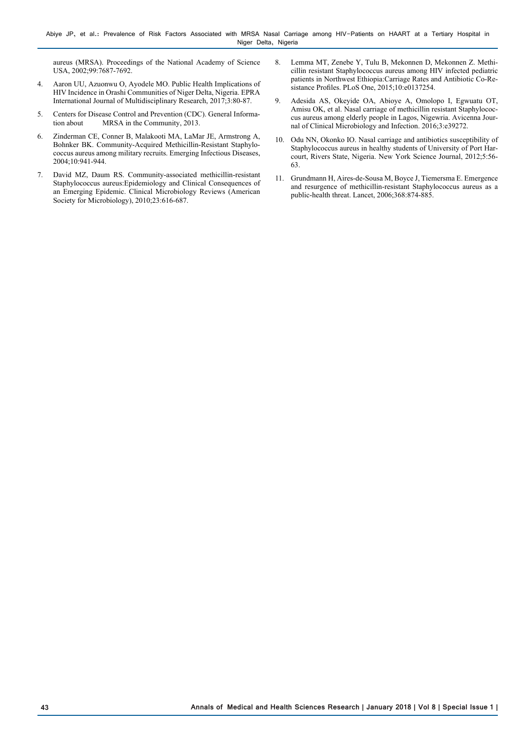aureus (MRSA). Proceedings of the National Academy of Science USA, 2002;99:7687-7692.

4. Aaron UU, Azuonwu O, Ayodele MO. Public Health Implications of HIV Incidence in Orashi Communities of Niger Delta, Nigeria. EPRA International Journal of Multidisciplinary Research, 2017;3:80-87.

5. Centers for Disease Control and Prevention (CDC). General Information about MRSA in the Community, 2013.

6. Zinderman CE, Conner B, Malakooti MA, LaMar JE, Armstrong A, Bohnker BK. Community-Acquired Methicillin-Resistant Staphylococcus aureus among military recruits. Emerging Infectious Diseases, 2004;10:941-944.

7. David MZ, Daum RS. Community-associated methicillin-resistant Staphylococcus aureus:Epidemiology and Clinical Consequences of an Emerging Epidemic. Clinical Microbiology Reviews (American Society for Microbiology), 2010;23:616-687.

8. Lemma MT, Zenebe Y, Tulu B, Mekonnen D, Mekonnen Z. Methicillin resistant Staphylococcus aureus among HIV infected pediatric patients in Northwest Ethiopia:Carriage Rates and Antibiotic Co-Resistance Profiles. PLoS One, 2015;10:e0137254.

9. Adesida AS, Okeyide OA, Abioye A, Omolopo I, Egwuatu OT, Amisu OK, et al. Nasal carriage of methicillin resistant Staphylococcus aureus among elderly people in Lagos, Nigewria. Avicenna Journal of Clinical Microbiology and Infection. 2016;3:e39272.

10. Odu NN, Okonko IO. Nasal carriage and antibiotics susceptibility of Staphylococcus aureus in healthy students of University of Port Harcourt, Rivers State, Nigeria. New York Science Journal, 2012;5:56-63.

11. Grundmann H, Aires-de-Sousa M, Boyce J, Tiemersma E. Emergence and resurgence of methicillin-resistant Staphylococcus aureus as a public-health threat. Lancet, 2006;368:874-885.